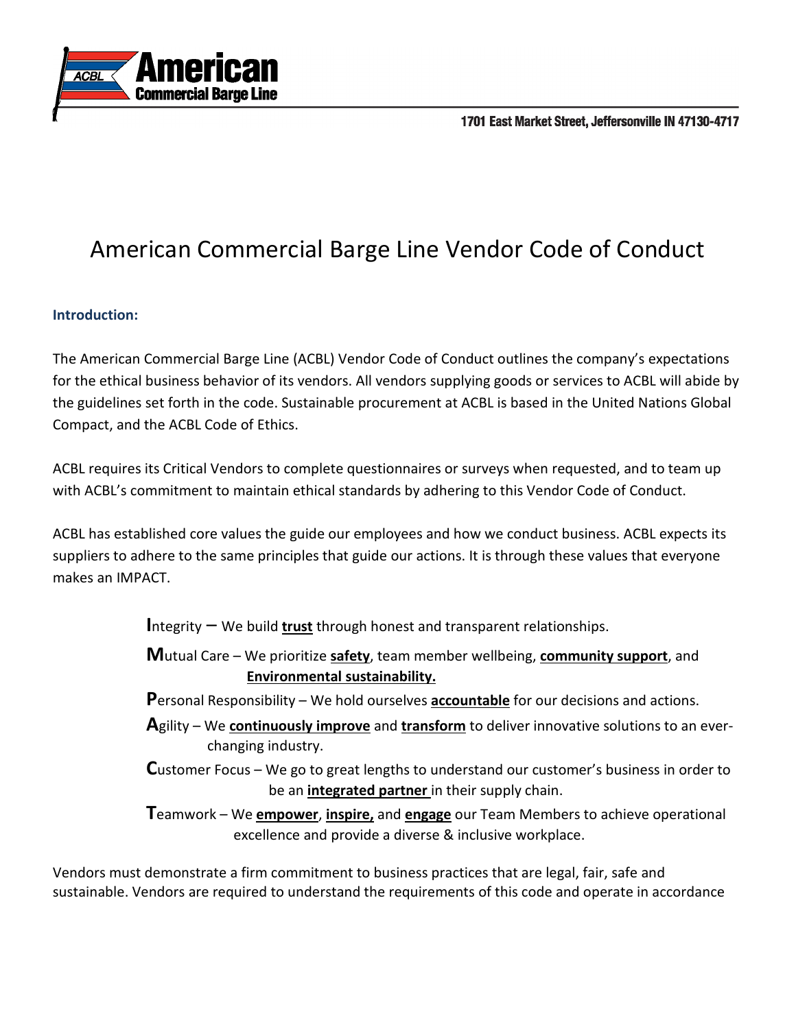American Commercial Barge Line

1701 East Market Street, Jeffersonville IN 47130-4717

# American Commercial Barge Line Vendor Code of Conduct

### Introduction:

The American Commercial Barge Line (ACBL) Vendor Code of Conduct outlines the company's expectations for the ethical business behavior of its vendors. All vendors supplying goods or services to ACBL will abide by the guidelines set forth in the code. Sustainable procurement at ACBL is based in the United Nations Global Compact, and the ACBL Code of Ethics.

ACBL requires its Critical Vendors to complete questionnaires or surveys when requested, and to team up with ACBL's commitment to maintain ethical standards by adhering to this Vendor Code of Conduct.

ACBL has established core values the guide our employees and how we conduct business. ACBL expects its suppliers to adhere to the same principles that guide our actions. It is through these values that everyone makes an IMPACT.

**I**ntegrity – We build **trust** through honest and transparent relationships.

**M**utual Care – We prioritize **safety**, team member wellbeing, **community support**, and **Environmental sustainability.**

**P**ersonal Responsibility – We hold ourselves **accountable** for our decisions and actions.

**A**gility – We **continuously improve** and **transform** to deliver innovative solutions to an ever-changing industry.

**C**ustomer Focus – We go to great lengths to understand our customer's business in order to be an **integrated partner** in their supply chain.

**T**eamwork – We **empower**, **inspire,** and **engage** our Team Members to achieve operational excellence and provide a diverse & inclusive workplace.

Vendors must demonstrate a firm commitment to business practices that are legal, fair, safe and sustainable. Vendors are required to understand the requirements of this code and operate in accordance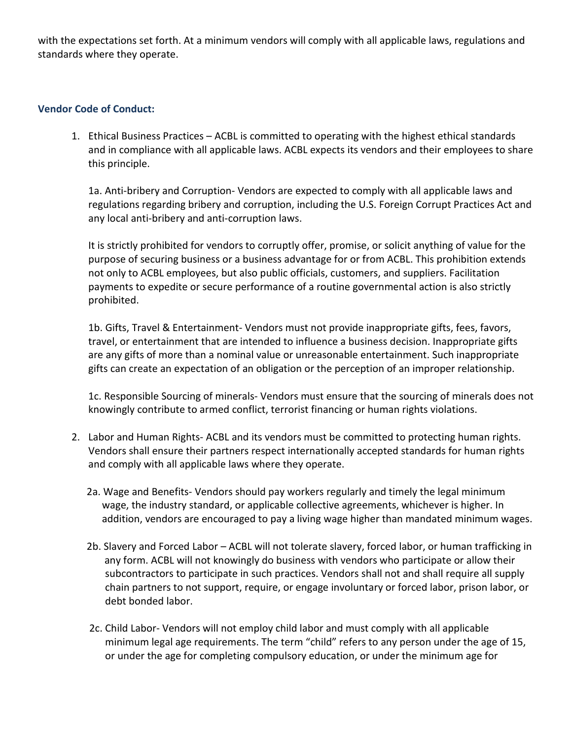with the expectations set forth. At a minimum vendors will comply with all applicable laws, regulations and standards where they operate.

### Vendor Code of Conduct:

1. Ethical Business Practices – ACBL is committed to operating with the highest ethical standards and in compliance with all applicable laws. ACBL expects its vendors and their employees to share this principle.

   1a. Anti-bribery and Corruption- Vendors are expected to comply with all applicable laws and regulations regarding bribery and corruption, including the U.S. Foreign Corrupt Practices Act and any local anti-bribery and anti-corruption laws.

   It is strictly prohibited for vendors to corruptly offer, promise, or solicit anything of value for the purpose of securing business or a business advantage for or from ACBL. This prohibition extends not only to ACBL employees, but also public officials, customers, and suppliers. Facilitation payments to expedite or secure performance of a routine governmental action is also strictly prohibited.

   1b. Gifts, Travel & Entertainment- Vendors must not provide inappropriate gifts, fees, favors, travel, or entertainment that are intended to influence a business decision. Inappropriate gifts are any gifts of more than a nominal value or unreasonable entertainment. Such inappropriate gifts can create an expectation of an obligation or the perception of an improper relationship.

   1c. Responsible Sourcing of minerals- Vendors must ensure that the sourcing of minerals does not knowingly contribute to armed conflict, terrorist financing or human rights violations.

2. Labor and Human Rights- ACBL and its vendors must be committed to protecting human rights. Vendors shall ensure their partners respect internationally accepted standards for human rights and comply with all applicable laws where they operate.

   2a. Wage and Benefits- Vendors should pay workers regularly and timely the legal minimum wage, the industry standard, or applicable collective agreements, whichever is higher. In addition, vendors are encouraged to pay a living wage higher than mandated minimum wages.

   2b. Slavery and Forced Labor – ACBL will not tolerate slavery, forced labor, or human trafficking in any form. ACBL will not knowingly do business with vendors who participate or allow their subcontractors to participate in such practices. Vendors shall not and shall require all supply chain partners to not support, require, or engage involuntary or forced labor, prison labor, or debt bonded labor.

   2c. Child Labor- Vendors will not employ child labor and must comply with all applicable minimum legal age requirements. The term "child" refers to any person under the age of 15, or under the age for completing compulsory education, or under the minimum age for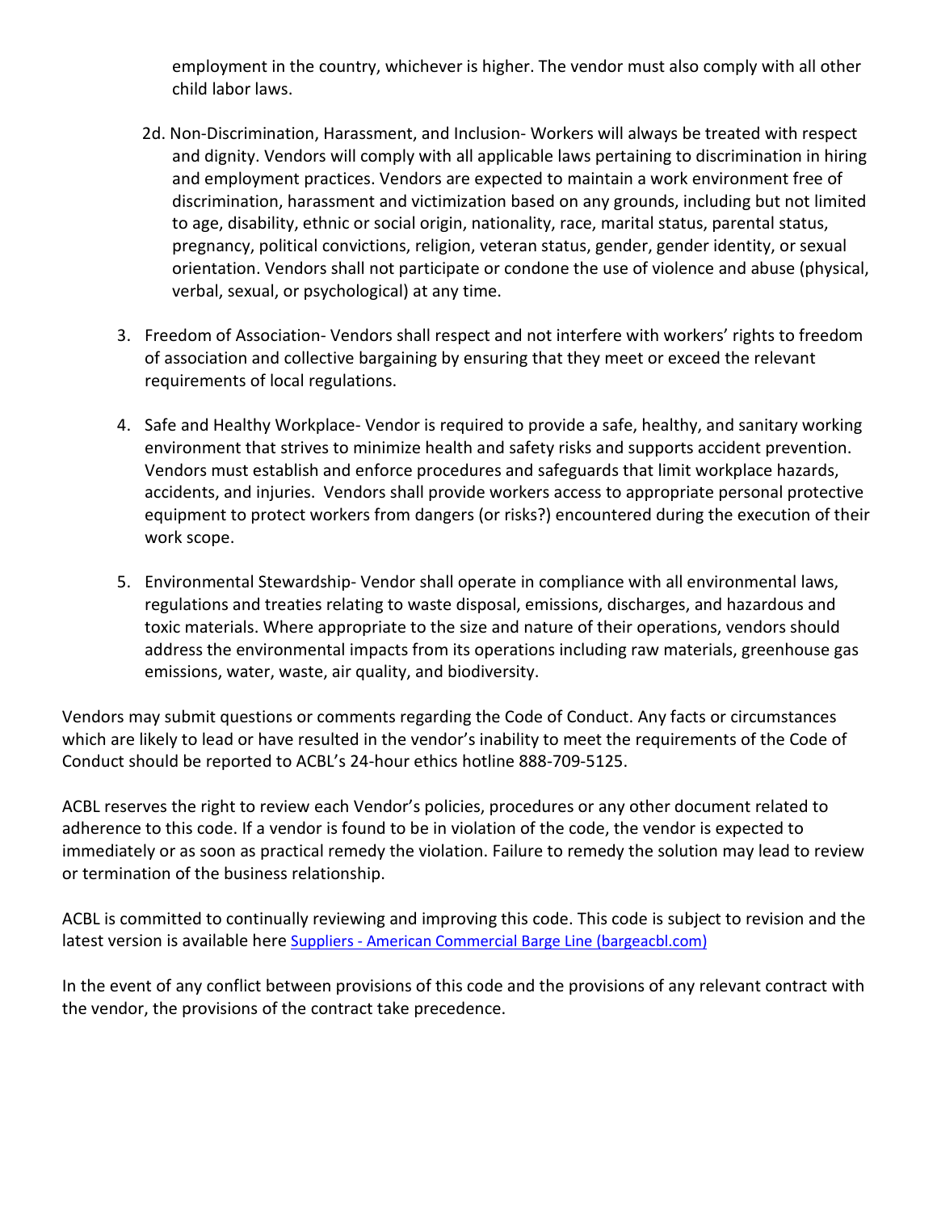employment in the country, whichever is higher. The vendor must also comply with all other child labor laws.

2d. Non-Discrimination, Harassment, and Inclusion- Workers will always be treated with respect and dignity. Vendors will comply with all applicable laws pertaining to discrimination in hiring and employment practices. Vendors are expected to maintain a work environment free of discrimination, harassment and victimization based on any grounds, including but not limited to age, disability, ethnic or social origin, nationality, race, marital status, parental status, pregnancy, political convictions, religion, veteran status, gender, gender identity, or sexual orientation. Vendors shall not participate or condone the use of violence and abuse (physical, verbal, sexual, or psychological) at any time.

3. Freedom of Association- Vendors shall respect and not interfere with workers' rights to freedom of association and collective bargaining by ensuring that they meet or exceed the relevant requirements of local regulations.

4. Safe and Healthy Workplace- Vendor is required to provide a safe, healthy, and sanitary working environment that strives to minimize health and safety risks and supports accident prevention. Vendors must establish and enforce procedures and safeguards that limit workplace hazards, accidents, and injuries. Vendors shall provide workers access to appropriate personal protective equipment to protect workers from dangers (or risks?) encountered during the execution of their work scope.

5. Environmental Stewardship- Vendor shall operate in compliance with all environmental laws, regulations and treaties relating to waste disposal, emissions, discharges, and hazardous and toxic materials. Where appropriate to the size and nature of their operations, vendors should address the environmental impacts from its operations including raw materials, greenhouse gas emissions, water, waste, air quality, and biodiversity.

Vendors may submit questions or comments regarding the Code of Conduct. Any facts or circumstances which are likely to lead or have resulted in the vendor's inability to meet the requirements of the Code of Conduct should be reported to ACBL's 24-hour ethics hotline 888-709-5125.

ACBL reserves the right to review each Vendor's policies, procedures or any other document related to adherence to this code. If a vendor is found to be in violation of the code, the vendor is expected to immediately or as soon as practical remedy the violation. Failure to remedy the solution may lead to review or termination of the business relationship.

ACBL is committed to continually reviewing and improving this code. This code is subject to revision and the latest version is available here Suppliers - American Commercial Barge Line (bargeacbl.com)

In the event of any conflict between provisions of this code and the provisions of any relevant contract with the vendor, the provisions of the contract take precedence.